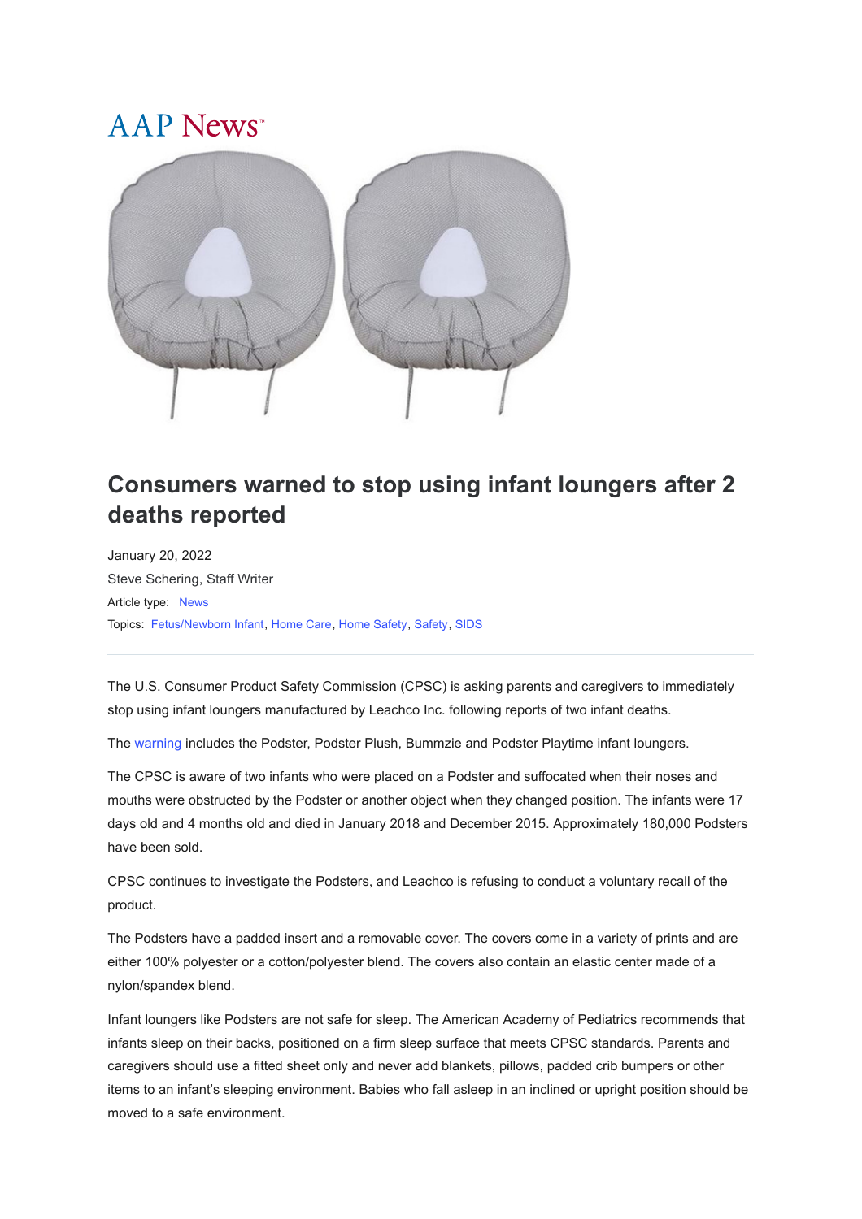AAP News

# Consumers warned to stop using infant loungers after 2 deaths reported

January 20, 2022

Steve Schering, Staff Writer

Article type: News

Topics: Fetus/Newborn Infant, Home Care, Home Safety, Safety, SIDS

---

The U.S. Consumer Product Safety Commission (CPSC) is asking parents and caregivers to immediately stop using infant loungers manufactured by Leachco Inc. following reports of two infant deaths.

The warning includes the Podster, Podster Plush, Bummzie and Podster Playtime infant loungers.

The CPSC is aware of two infants who were placed on a Podster and suffocated when their noses and mouths were obstructed by the Podster or another object when they changed position. The infants were 17 days old and 4 months old and died in January 2018 and December 2015. Approximately 180,000 Podsters have been sold.

CPSC continues to investigate the Podsters, and Leachco is refusing to conduct a voluntary recall of the product.

The Podsters have a padded insert and a removable cover. The covers come in a variety of prints and are either 100% polyester or a cotton/polyester blend. The covers also contain an elastic center made of a nylon/spandex blend.

Infant loungers like Podsters are not safe for sleep. The American Academy of Pediatrics recommends that infants sleep on their backs, positioned on a firm sleep surface that meets CPSC standards. Parents and caregivers should use a fitted sheet only and never add blankets, pillows, padded crib bumpers or other items to an infant's sleeping environment. Babies who fall asleep in an inclined or upright position should be moved to a safe environment.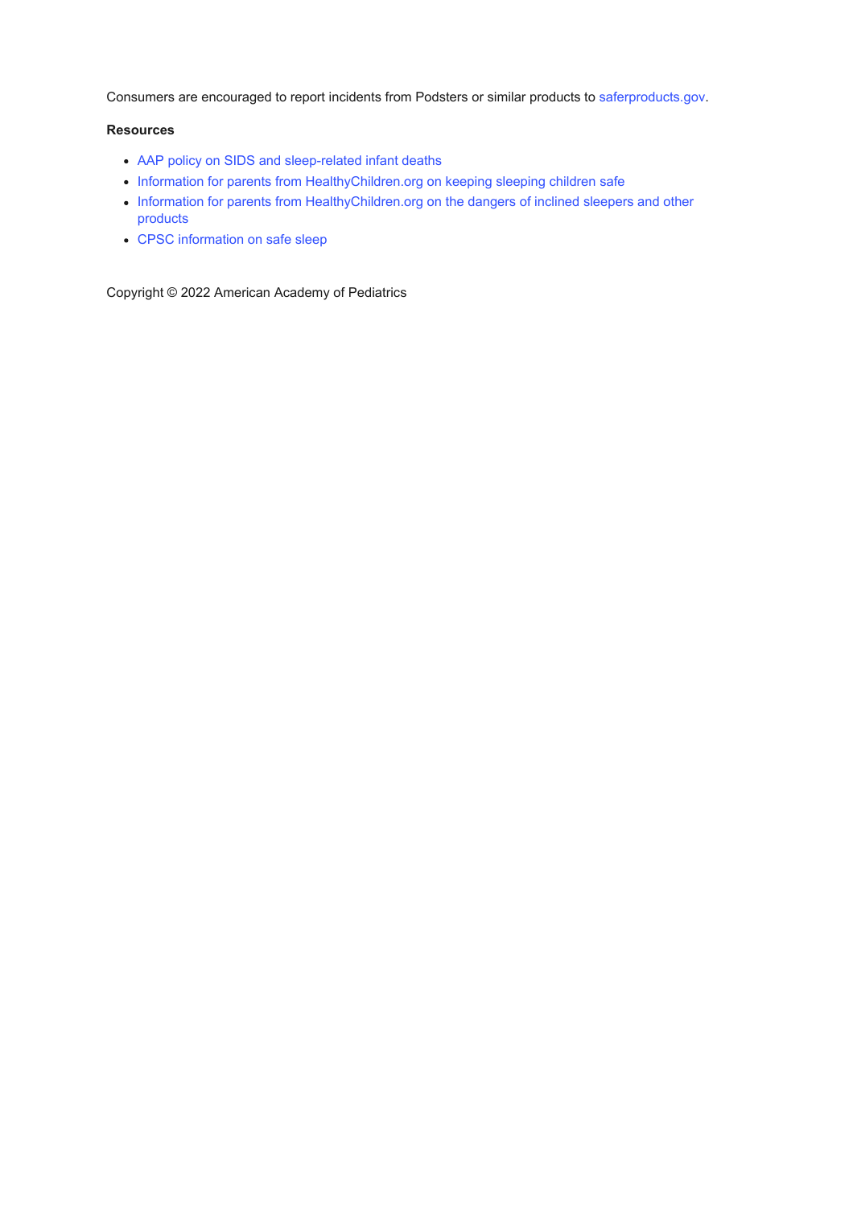Consumers are encouraged to report incidents from Podsters or similar products to saferproducts.gov.

**Resources**

- AAP policy on SIDS and sleep-related infant deaths
- Information for parents from HealthyChildren.org on keeping sleeping children safe
- Information for parents from HealthyChildren.org on the dangers of inclined sleepers and other products
- CPSC information on safe sleep

Copyright © 2022 American Academy of Pediatrics